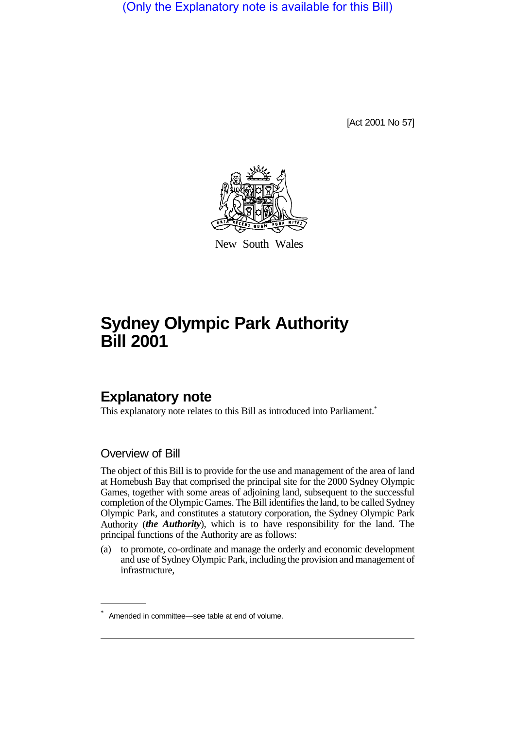(Only the Explanatory note is available for this Bill)

[Act 2001 No 57]

New South Wales

# Sydney Olympic Park Authority Bill 2001

## Explanatory note

This explanatory note relates to this Bill as introduced into Parliament.*

### Overview of Bill

The object of this Bill is to provide for the use and management of the area of land at Homebush Bay that comprised the principal site for the 2000 Sydney Olympic Games, together with some areas of adjoining land, subsequent to the successful completion of the Olympic Games. The Bill identifies the land, to be called Sydney Olympic Park, and constitutes a statutory corporation, the Sydney Olympic Park Authority (***the Authority***), which is to have responsibility for the land. The principal functions of the Authority are as follows:

(a) to promote, co-ordinate and manage the orderly and economic development and use of Sydney Olympic Park, including the provision and management of infrastructure,

* Amended in committee—see table at end of volume.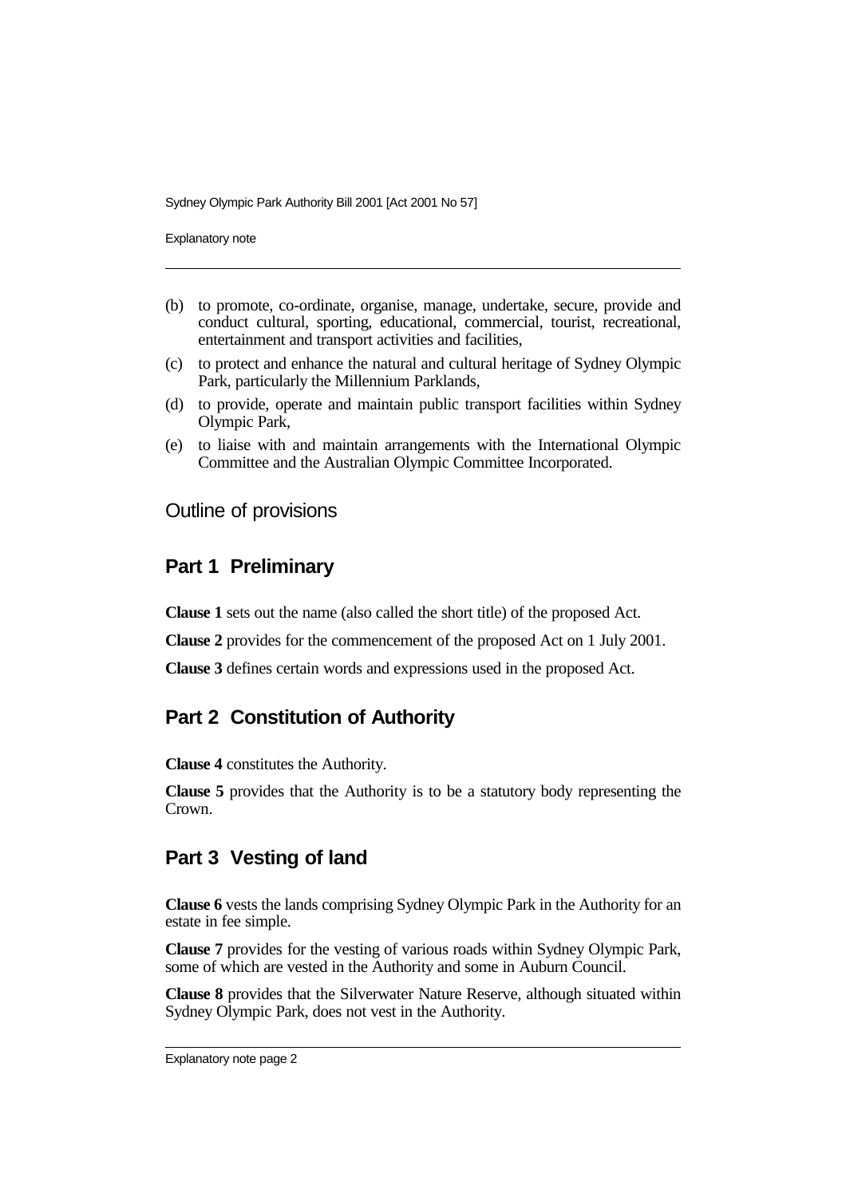(b) to promote, co-ordinate, organise, manage, undertake, secure, provide and conduct cultural, sporting, educational, commercial, tourist, recreational, entertainment and transport activities and facilities,

(c) to protect and enhance the natural and cultural heritage of Sydney Olympic Park, particularly the Millennium Parklands,

(d) to provide, operate and maintain public transport facilities within Sydney Olympic Park,

(e) to liaise with and maintain arrangements with the International Olympic Committee and the Australian Olympic Committee Incorporated.

## Outline of provisions

### Part 1 Preliminary

**Clause 1** sets out the name (also called the short title) of the proposed Act.

**Clause 2** provides for the commencement of the proposed Act on 1 July 2001.

**Clause 3** defines certain words and expressions used in the proposed Act.

### Part 2 Constitution of Authority

**Clause 4** constitutes the Authority.

**Clause 5** provides that the Authority is to be a statutory body representing the Crown.

### Part 3 Vesting of land

**Clause 6** vests the lands comprising Sydney Olympic Park in the Authority for an estate in fee simple.

**Clause 7** provides for the vesting of various roads within Sydney Olympic Park, some of which are vested in the Authority and some in Auburn Council.

**Clause 8** provides that the Silverwater Nature Reserve, although situated within Sydney Olympic Park, does not vest in the Authority.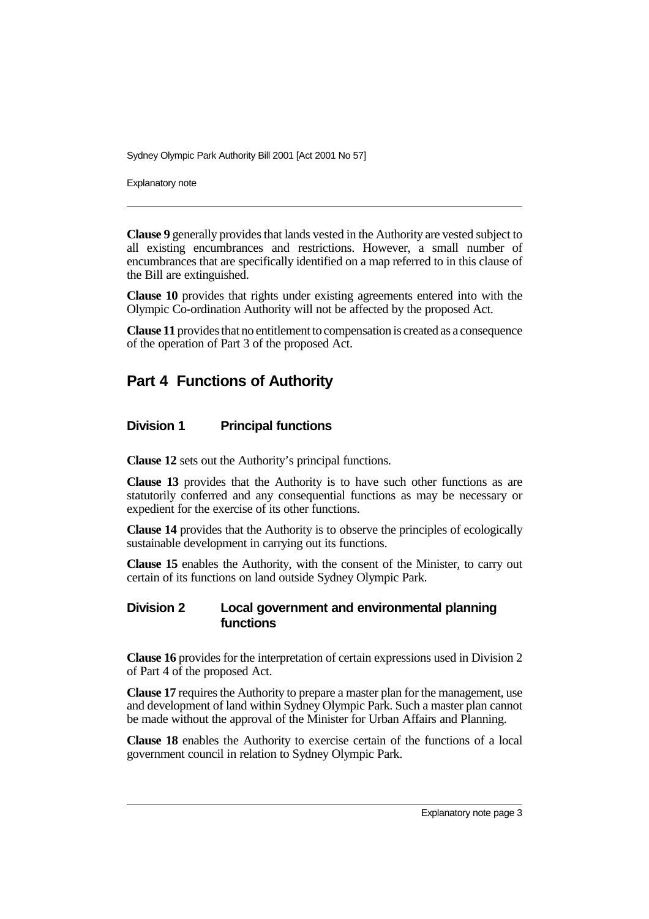**Clause 9** generally provides that lands vested in the Authority are vested subject to all existing encumbrances and restrictions. However, a small number of encumbrances that are specifically identified on a map referred to in this clause of the Bill are extinguished.

**Clause 10** provides that rights under existing agreements entered into with the Olympic Co-ordination Authority will not be affected by the proposed Act.

**Clause 11** provides that no entitlement to compensation is created as a consequence of the operation of Part 3 of the proposed Act.

## Part 4 Functions of Authority

### Division 1 Principal functions

**Clause 12** sets out the Authority's principal functions.

**Clause 13** provides that the Authority is to have such other functions as are statutorily conferred and any consequential functions as may be necessary or expedient for the exercise of its other functions.

**Clause 14** provides that the Authority is to observe the principles of ecologically sustainable development in carrying out its functions.

**Clause 15** enables the Authority, with the consent of the Minister, to carry out certain of its functions on land outside Sydney Olympic Park.

### Division 2 Local government and environmental planning functions

**Clause 16** provides for the interpretation of certain expressions used in Division 2 of Part 4 of the proposed Act.

**Clause 17** requires the Authority to prepare a master plan for the management, use and development of land within Sydney Olympic Park. Such a master plan cannot be made without the approval of the Minister for Urban Affairs and Planning.

**Clause 18** enables the Authority to exercise certain of the functions of a local government council in relation to Sydney Olympic Park.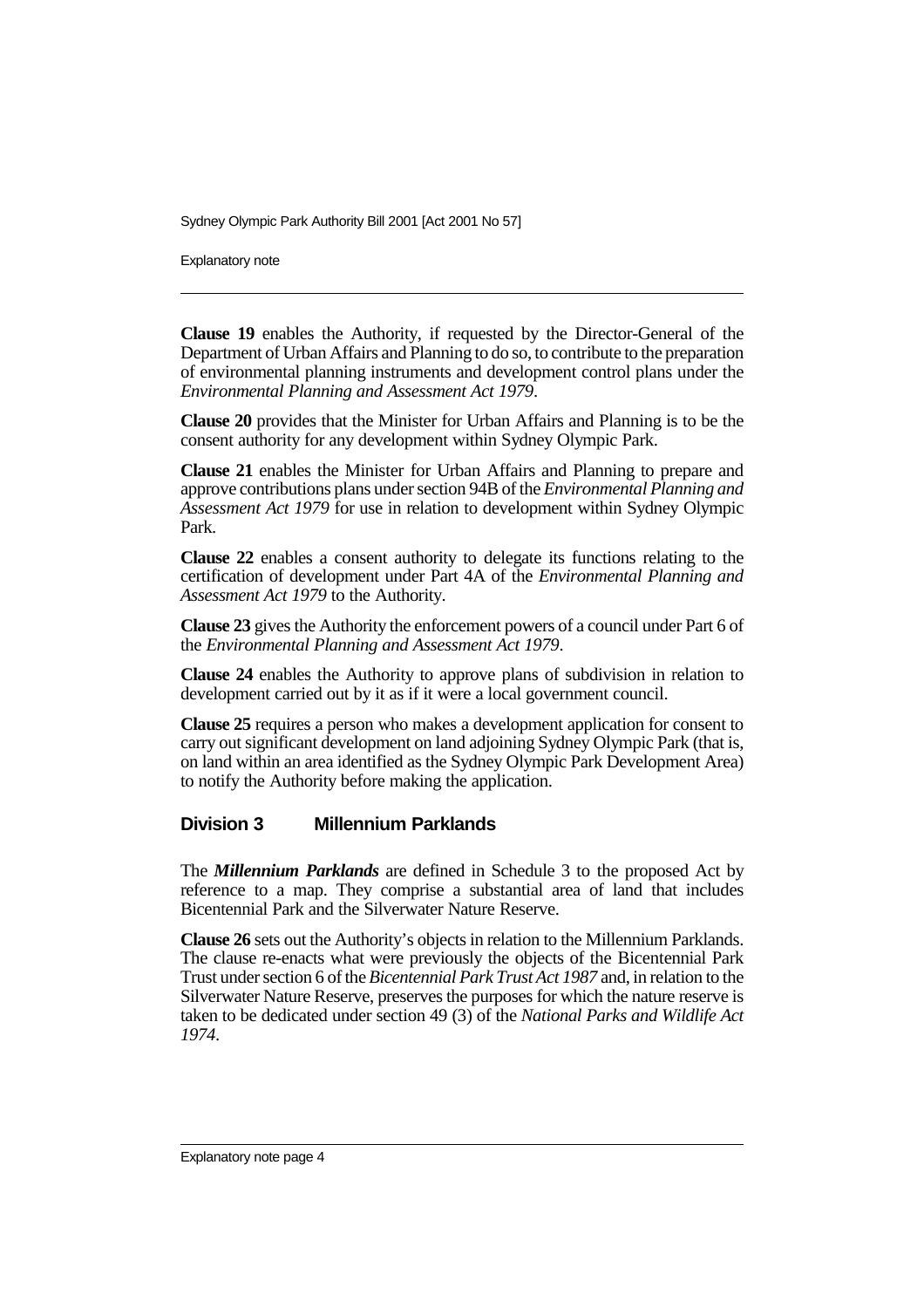**Clause 19** enables the Authority, if requested by the Director-General of the Department of Urban Affairs and Planning to do so, to contribute to the preparation of environmental planning instruments and development control plans under the *Environmental Planning and Assessment Act 1979*.

**Clause 20** provides that the Minister for Urban Affairs and Planning is to be the consent authority for any development within Sydney Olympic Park.

**Clause 21** enables the Minister for Urban Affairs and Planning to prepare and approve contributions plans under section 94B of the *Environmental Planning and Assessment Act 1979* for use in relation to development within Sydney Olympic Park.

**Clause 22** enables a consent authority to delegate its functions relating to the certification of development under Part 4A of the *Environmental Planning and Assessment Act 1979* to the Authority.

**Clause 23** gives the Authority the enforcement powers of a council under Part 6 of the *Environmental Planning and Assessment Act 1979*.

**Clause 24** enables the Authority to approve plans of subdivision in relation to development carried out by it as if it were a local government council.

**Clause 25** requires a person who makes a development application for consent to carry out significant development on land adjoining Sydney Olympic Park (that is, on land within an area identified as the Sydney Olympic Park Development Area) to notify the Authority before making the application.

## Division 3 Millennium Parklands

The ***Millennium Parklands*** are defined in Schedule 3 to the proposed Act by reference to a map. They comprise a substantial area of land that includes Bicentennial Park and the Silverwater Nature Reserve.

**Clause 26** sets out the Authority's objects in relation to the Millennium Parklands. The clause re-enacts what were previously the objects of the Bicentennial Park Trust under section 6 of the *Bicentennial Park Trust Act 1987* and, in relation to the Silverwater Nature Reserve, preserves the purposes for which the nature reserve is taken to be dedicated under section 49 (3) of the *National Parks and Wildlife Act 1974*.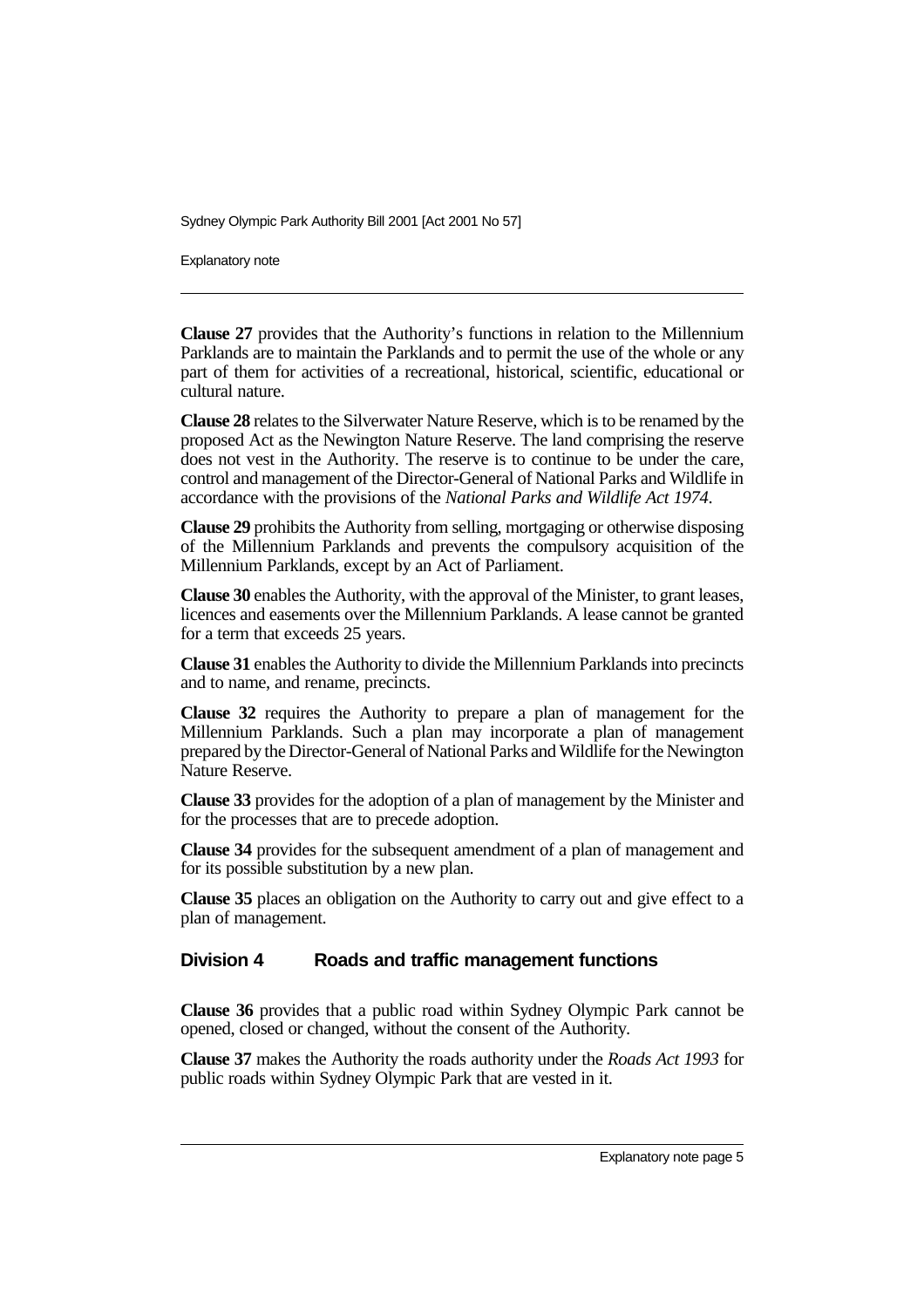**Clause 27** provides that the Authority's functions in relation to the Millennium Parklands are to maintain the Parklands and to permit the use of the whole or any part of them for activities of a recreational, historical, scientific, educational or cultural nature.

**Clause 28** relates to the Silverwater Nature Reserve, which is to be renamed by the proposed Act as the Newington Nature Reserve. The land comprising the reserve does not vest in the Authority. The reserve is to continue to be under the care, control and management of the Director-General of National Parks and Wildlife in accordance with the provisions of the *National Parks and Wildlife Act 1974*.

**Clause 29** prohibits the Authority from selling, mortgaging or otherwise disposing of the Millennium Parklands and prevents the compulsory acquisition of the Millennium Parklands, except by an Act of Parliament.

**Clause 30** enables the Authority, with the approval of the Minister, to grant leases, licences and easements over the Millennium Parklands. A lease cannot be granted for a term that exceeds 25 years.

**Clause 31** enables the Authority to divide the Millennium Parklands into precincts and to name, and rename, precincts.

**Clause 32** requires the Authority to prepare a plan of management for the Millennium Parklands. Such a plan may incorporate a plan of management prepared by the Director-General of National Parks and Wildlife for the Newington Nature Reserve.

**Clause 33** provides for the adoption of a plan of management by the Minister and for the processes that are to precede adoption.

**Clause 34** provides for the subsequent amendment of a plan of management and for its possible substitution by a new plan.

**Clause 35** places an obligation on the Authority to carry out and give effect to a plan of management.

### Division 4 Roads and traffic management functions

**Clause 36** provides that a public road within Sydney Olympic Park cannot be opened, closed or changed, without the consent of the Authority.

**Clause 37** makes the Authority the roads authority under the *Roads Act 1993* for public roads within Sydney Olympic Park that are vested in it.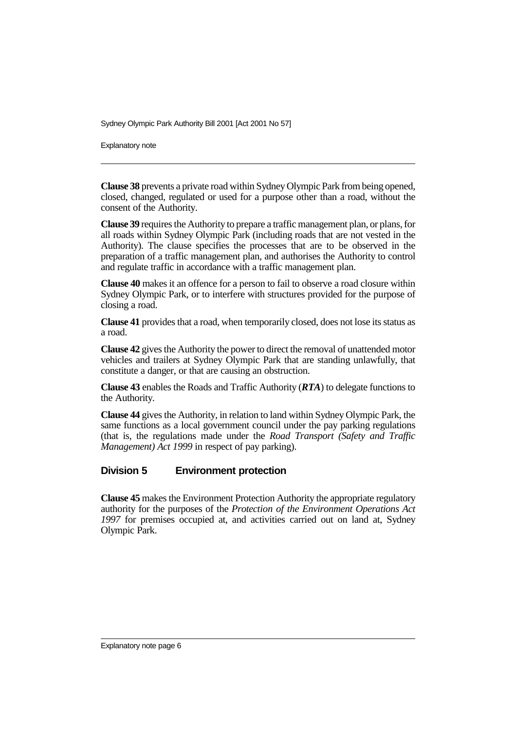**Clause 38** prevents a private road within Sydney Olympic Park from being opened, closed, changed, regulated or used for a purpose other than a road, without the consent of the Authority.

**Clause 39** requires the Authority to prepare a traffic management plan, or plans, for all roads within Sydney Olympic Park (including roads that are not vested in the Authority). The clause specifies the processes that are to be observed in the preparation of a traffic management plan, and authorises the Authority to control and regulate traffic in accordance with a traffic management plan.

**Clause 40** makes it an offence for a person to fail to observe a road closure within Sydney Olympic Park, or to interfere with structures provided for the purpose of closing a road.

**Clause 41** provides that a road, when temporarily closed, does not lose its status as a road.

**Clause 42** gives the Authority the power to direct the removal of unattended motor vehicles and trailers at Sydney Olympic Park that are standing unlawfully, that constitute a danger, or that are causing an obstruction.

**Clause 43** enables the Roads and Traffic Authority (***RTA***) to delegate functions to the Authority.

**Clause 44** gives the Authority, in relation to land within Sydney Olympic Park, the same functions as a local government council under the pay parking regulations (that is, the regulations made under the *Road Transport (Safety and Traffic Management) Act 1999* in respect of pay parking).

## Division 5 Environment protection

**Clause 45** makes the Environment Protection Authority the appropriate regulatory authority for the purposes of the *Protection of the Environment Operations Act 1997* for premises occupied at, and activities carried out on land at, Sydney Olympic Park.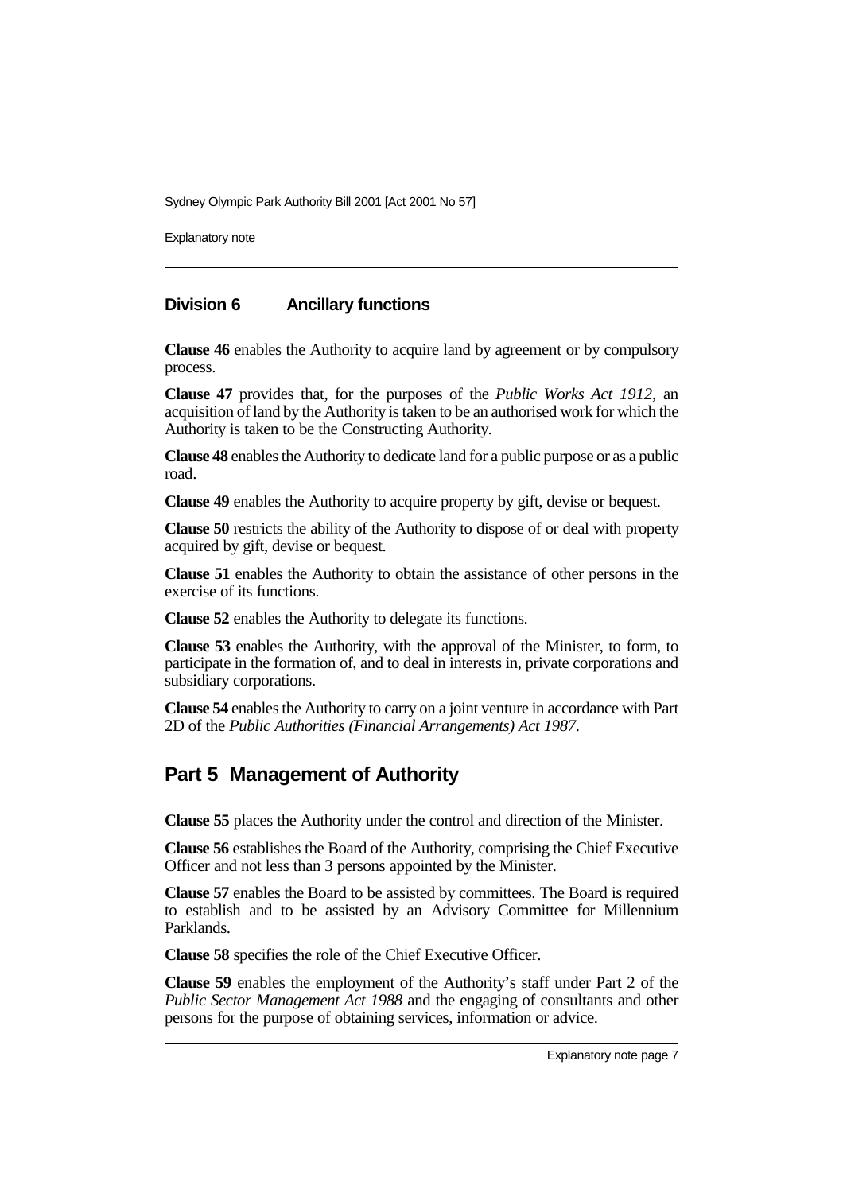### Division 6 Ancillary functions

**Clause 46** enables the Authority to acquire land by agreement or by compulsory process.

**Clause 47** provides that, for the purposes of the *Public Works Act 1912*, an acquisition of land by the Authority is taken to be an authorised work for which the Authority is taken to be the Constructing Authority.

**Clause 48** enables the Authority to dedicate land for a public purpose or as a public road.

**Clause 49** enables the Authority to acquire property by gift, devise or bequest.

**Clause 50** restricts the ability of the Authority to dispose of or deal with property acquired by gift, devise or bequest.

**Clause 51** enables the Authority to obtain the assistance of other persons in the exercise of its functions.

**Clause 52** enables the Authority to delegate its functions.

**Clause 53** enables the Authority, with the approval of the Minister, to form, to participate in the formation of, and to deal in interests in, private corporations and subsidiary corporations.

**Clause 54** enables the Authority to carry on a joint venture in accordance with Part 2D of the *Public Authorities (Financial Arrangements) Act 1987*.

## Part 5 Management of Authority

**Clause 55** places the Authority under the control and direction of the Minister.

**Clause 56** establishes the Board of the Authority, comprising the Chief Executive Officer and not less than 3 persons appointed by the Minister.

**Clause 57** enables the Board to be assisted by committees. The Board is required to establish and to be assisted by an Advisory Committee for Millennium Parklands.

**Clause 58** specifies the role of the Chief Executive Officer.

**Clause 59** enables the employment of the Authority's staff under Part 2 of the *Public Sector Management Act 1988* and the engaging of consultants and other persons for the purpose of obtaining services, information or advice.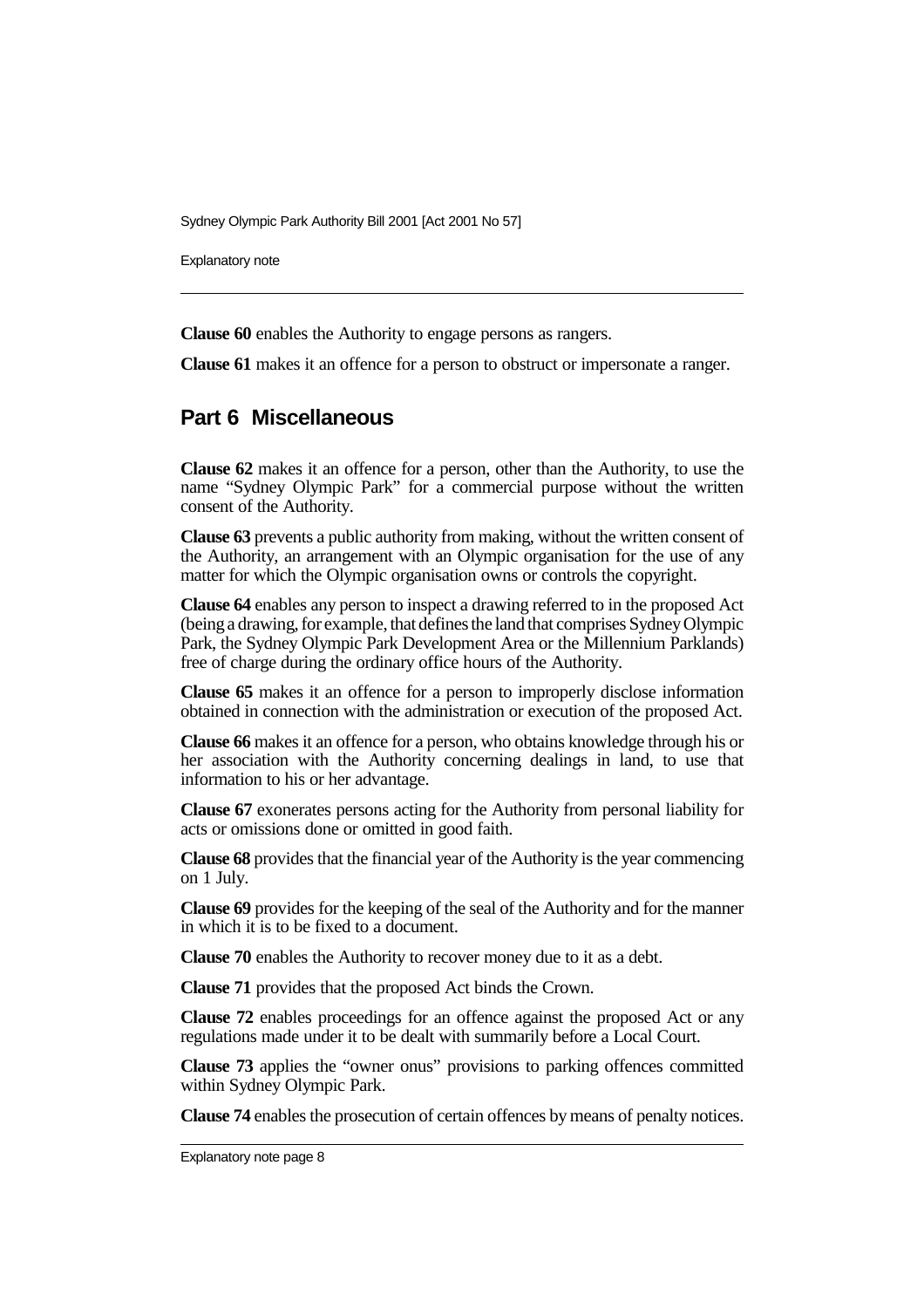**Clause 60** enables the Authority to engage persons as rangers.

**Clause 61** makes it an offence for a person to obstruct or impersonate a ranger.

## Part 6 Miscellaneous

**Clause 62** makes it an offence for a person, other than the Authority, to use the name "Sydney Olympic Park" for a commercial purpose without the written consent of the Authority.

**Clause 63** prevents a public authority from making, without the written consent of the Authority, an arrangement with an Olympic organisation for the use of any matter for which the Olympic organisation owns or controls the copyright.

**Clause 64** enables any person to inspect a drawing referred to in the proposed Act (being a drawing, for example, that defines the land that comprises Sydney Olympic Park, the Sydney Olympic Park Development Area or the Millennium Parklands) free of charge during the ordinary office hours of the Authority.

**Clause 65** makes it an offence for a person to improperly disclose information obtained in connection with the administration or execution of the proposed Act.

**Clause 66** makes it an offence for a person, who obtains knowledge through his or her association with the Authority concerning dealings in land, to use that information to his or her advantage.

**Clause 67** exonerates persons acting for the Authority from personal liability for acts or omissions done or omitted in good faith.

**Clause 68** provides that the financial year of the Authority is the year commencing on 1 July.

**Clause 69** provides for the keeping of the seal of the Authority and for the manner in which it is to be fixed to a document.

**Clause 70** enables the Authority to recover money due to it as a debt.

**Clause 71** provides that the proposed Act binds the Crown.

**Clause 72** enables proceedings for an offence against the proposed Act or any regulations made under it to be dealt with summarily before a Local Court.

**Clause 73** applies the "owner onus" provisions to parking offences committed within Sydney Olympic Park.

**Clause 74** enables the prosecution of certain offences by means of penalty notices.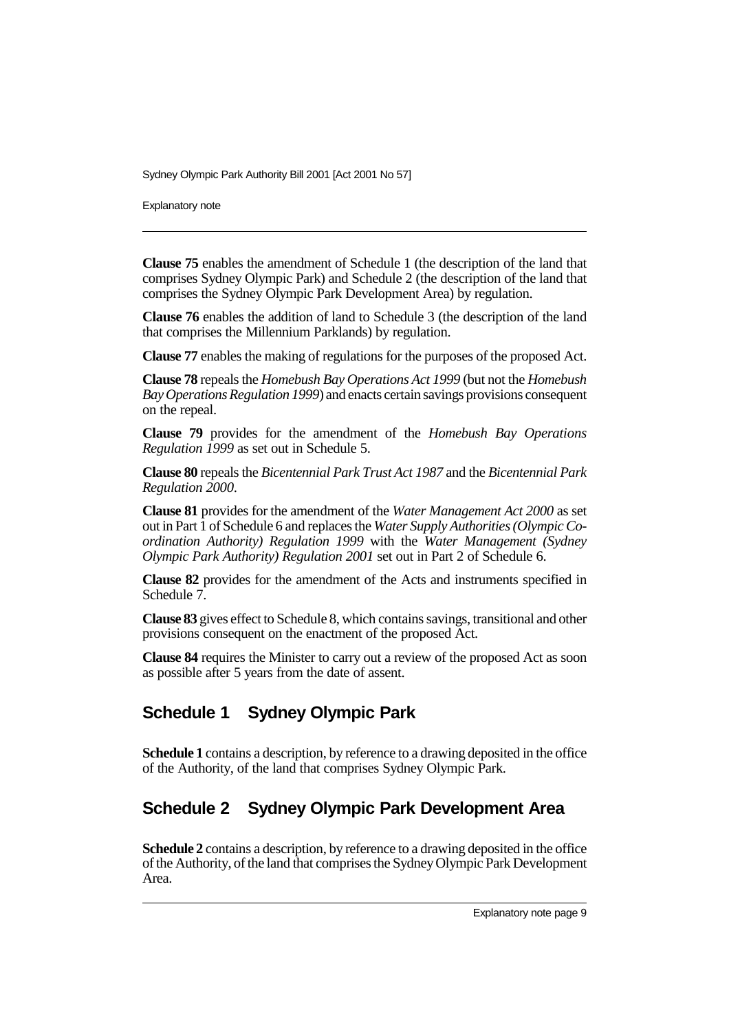**Clause 75** enables the amendment of Schedule 1 (the description of the land that comprises Sydney Olympic Park) and Schedule 2 (the description of the land that comprises the Sydney Olympic Park Development Area) by regulation.

**Clause 76** enables the addition of land to Schedule 3 (the description of the land that comprises the Millennium Parklands) by regulation.

**Clause 77** enables the making of regulations for the purposes of the proposed Act.

**Clause 78** repeals the *Homebush Bay Operations Act 1999* (but not the *Homebush Bay Operations Regulation 1999*) and enacts certain savings provisions consequent on the repeal.

**Clause 79** provides for the amendment of the *Homebush Bay Operations Regulation 1999* as set out in Schedule 5.

**Clause 80** repeals the *Bicentennial Park Trust Act 1987* and the *Bicentennial Park Regulation 2000*.

**Clause 81** provides for the amendment of the *Water Management Act 2000* as set out in Part 1 of Schedule 6 and replaces the *Water Supply Authorities (Olympic Co-ordination Authority) Regulation 1999* with the *Water Management (Sydney Olympic Park Authority) Regulation 2001* set out in Part 2 of Schedule 6.

**Clause 82** provides for the amendment of the Acts and instruments specified in Schedule 7.

**Clause 83** gives effect to Schedule 8, which contains savings, transitional and other provisions consequent on the enactment of the proposed Act.

**Clause 84** requires the Minister to carry out a review of the proposed Act as soon as possible after 5 years from the date of assent.

## Schedule 1 Sydney Olympic Park

**Schedule 1** contains a description, by reference to a drawing deposited in the office of the Authority, of the land that comprises Sydney Olympic Park.

## Schedule 2 Sydney Olympic Park Development Area

**Schedule 2** contains a description, by reference to a drawing deposited in the office of the Authority, of the land that comprises the Sydney Olympic Park Development Area.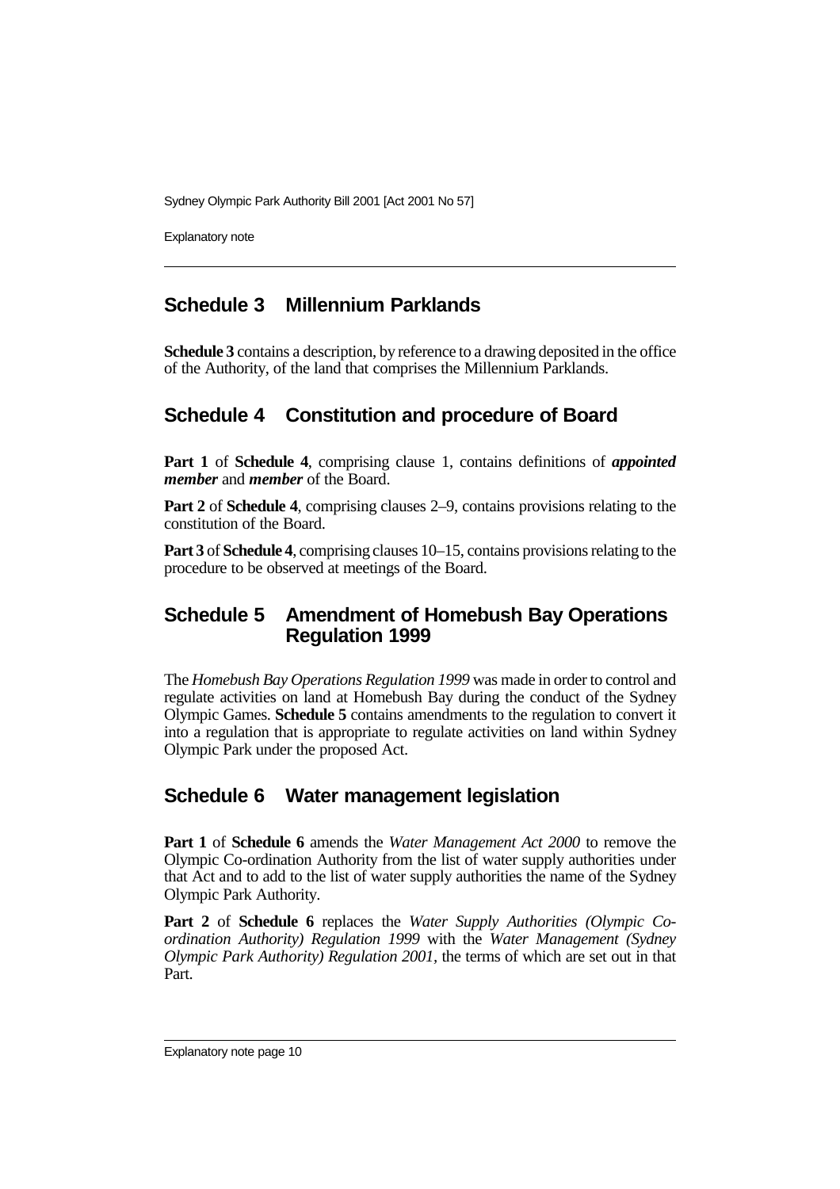## Schedule 3 Millennium Parklands

**Schedule 3** contains a description, by reference to a drawing deposited in the office of the Authority, of the land that comprises the Millennium Parklands.

## Schedule 4 Constitution and procedure of Board

**Part 1** of **Schedule 4**, comprising clause 1, contains definitions of ***appointed member*** and ***member*** of the Board.

**Part 2** of **Schedule 4**, comprising clauses 2–9, contains provisions relating to the constitution of the Board.

**Part 3** of **Schedule 4**, comprising clauses 10–15, contains provisions relating to the procedure to be observed at meetings of the Board.

## Schedule 5 Amendment of Homebush Bay Operations Regulation 1999

The *Homebush Bay Operations Regulation 1999* was made in order to control and regulate activities on land at Homebush Bay during the conduct of the Sydney Olympic Games. **Schedule 5** contains amendments to the regulation to convert it into a regulation that is appropriate to regulate activities on land within Sydney Olympic Park under the proposed Act.

## Schedule 6 Water management legislation

**Part 1** of **Schedule 6** amends the *Water Management Act 2000* to remove the Olympic Co-ordination Authority from the list of water supply authorities under that Act and to add to the list of water supply authorities the name of the Sydney Olympic Park Authority.

**Part 2** of **Schedule 6** replaces the *Water Supply Authorities (Olympic Co-ordination Authority) Regulation 1999* with the *Water Management (Sydney Olympic Park Authority) Regulation 2001*, the terms of which are set out in that Part.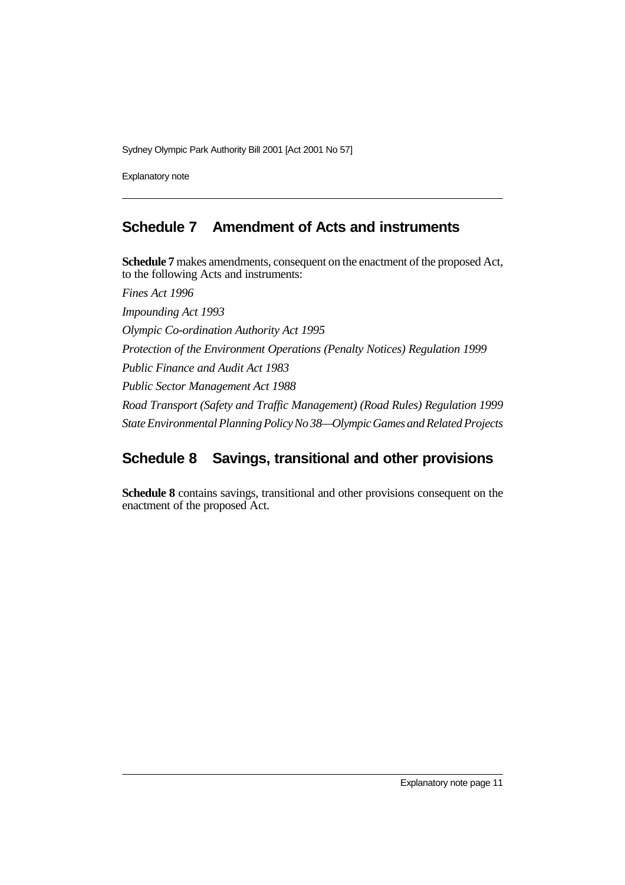## Schedule 7 Amendment of Acts and instruments

**Schedule 7** makes amendments, consequent on the enactment of the proposed Act, to the following Acts and instruments:

*Fines Act 1996*

*Impounding Act 1993*

*Olympic Co-ordination Authority Act 1995*

*Protection of the Environment Operations (Penalty Notices) Regulation 1999*

*Public Finance and Audit Act 1983*

*Public Sector Management Act 1988*

*Road Transport (Safety and Traffic Management) (Road Rules) Regulation 1999*

*State Environmental Planning Policy No 38—Olympic Games and Related Projects*

## Schedule 8 Savings, transitional and other provisions

**Schedule 8** contains savings, transitional and other provisions consequent on the enactment of the proposed Act.